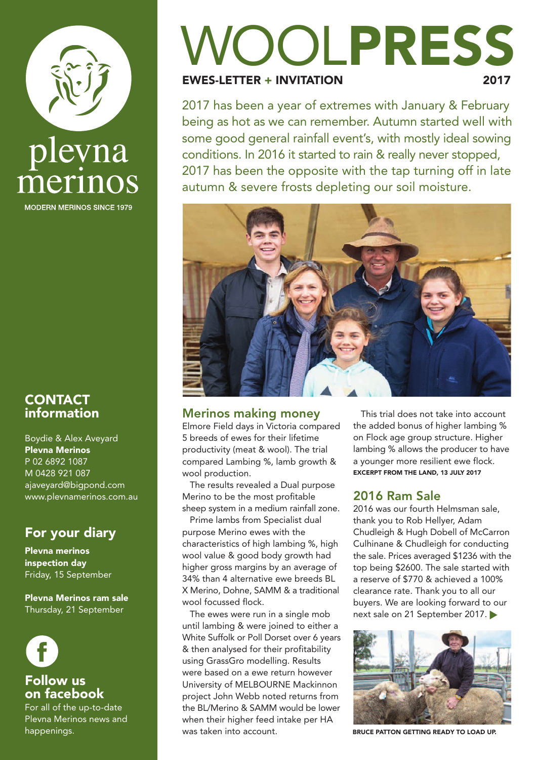# WOOLPRESS

**EWES-LETTER + INVITATION** 2017

plevna merinos

MODERN MERINOS SINCE 1979

2017 has been a year of extremes with January & February being as hot as we can remember. Autumn started well with some good general rainfall event's, with mostly ideal sowing conditions. In 2016 it started to rain & really never stopped, 2017 has been the opposite with the tap turning off in late autumn & severe frosts depleting our soil moisture.

## Merinos making money

Elmore Field days in Victoria compared 5 breeds of ewes for their lifetime productivity (meat & wool). The trial compared Lambing %, lamb growth & wool production.

The results revealed a Dual purpose Merino to be the most profitable sheep system in a medium rainfall zone.

Prime lambs from Specialist dual purpose Merino ewes with the characteristics of high lambing %, high wool value & good body growth had higher gross margins by an average of 34% than 4 alternative ewe breeds BL X Merino, Dohne, SAMM & a traditional wool focussed flock.

The ewes were run in a single mob until lambing & were joined to either a White Suffolk or Poll Dorset over 6 years & then analysed for their profitability using GrassGro modelling. Results were based on a ewe return however University of MELBOURNE Mackinnon project John Webb noted returns from the BL/Merino & SAMM would be lower when their higher feed intake per HA was taken into account.

This trial does not take into account the added bonus of higher lambing % on Flock age group structure. Higher lambing % allows the producer to have a younger more resilient ewe flock.

**EXCERPT FROM THE LAND, 13 JULY 2017**

## 2016 Ram Sale

2016 was our fourth Helmsman sale, thank you to Rob Hellyer, Adam Chudleigh & Hugh Dobell of McCarron Culhinane & Chudleigh for conducting the sale. Prices averaged $1236 with the top being $2600. The sale started with a reserve of $770 & achieved a 100% clearance rate. Thank you to all our buyers. We are looking forward to our next sale on 21 September 2017. ▶

BRUCE PATTON GETTING READY TO LOAD UP.

## CONTACT information

Boydie & Alex Aveyard
**Plevna Merinos**
P 02 6892 1087
M 0428 921 087
ajaveyard@bigpond.com
www.plevnamerinos.com.au

## For your diary

**Plevna merinos inspection day**
Friday, 15 September

**Plevna Merinos ram sale**
Thursday, 21 September

## Follow us on facebook

For all of the up-to-date Plevna Merinos news and happenings.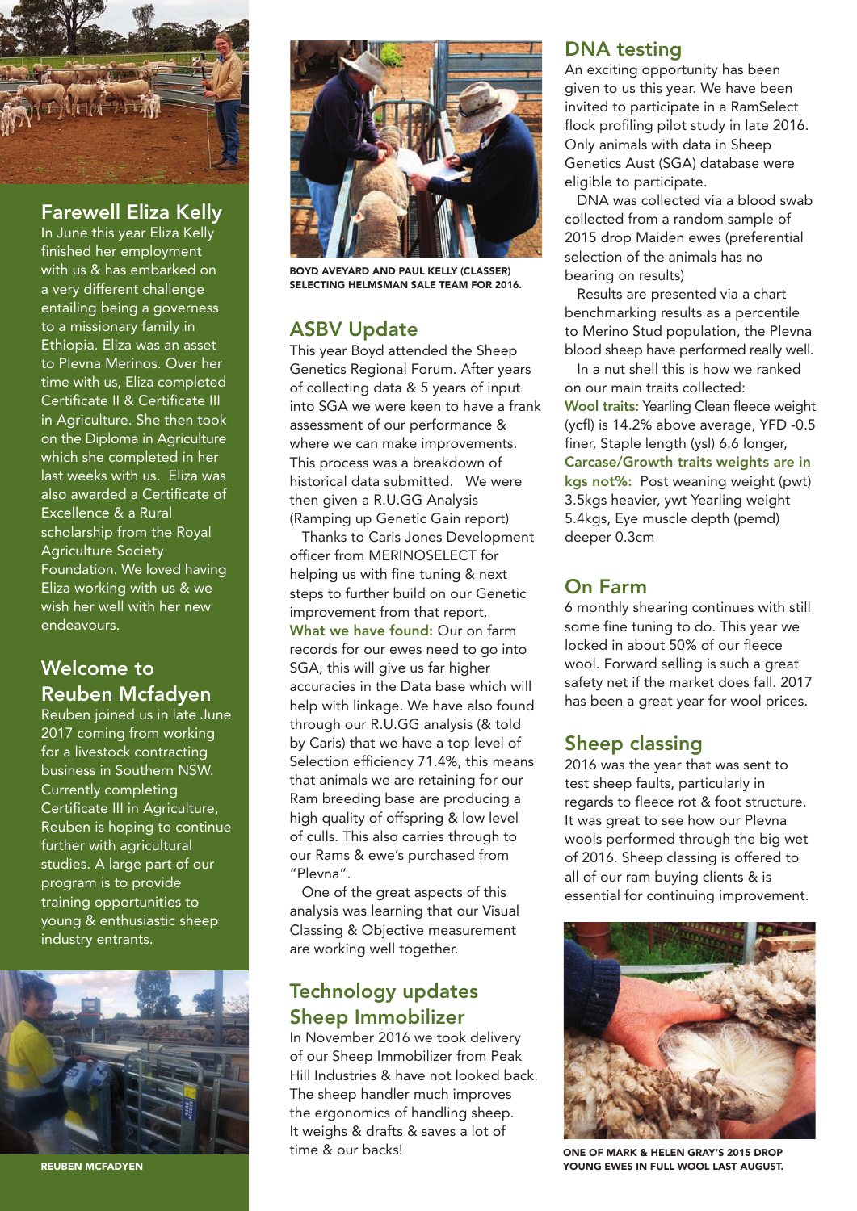## Farewell Eliza Kelly

In June this year Eliza Kelly finished her employment with us & has embarked on a very different challenge entailing being a governess to a missionary family in Ethiopia. Eliza was an asset to Plevna Merinos. Over her time with us, Eliza completed Certificate II & Certificate III in Agriculture. She then took on the Diploma in Agriculture which she completed in her last weeks with us. Eliza was also awarded a Certificate of Excellence & a Rural scholarship from the Royal Agriculture Society Foundation. We loved having Eliza working with us & we wish her well with her new endeavours.

## Welcome to Reuben Mcfadyen

Reuben joined us in late June 2017 coming from working for a livestock contracting business in Southern NSW. Currently completing Certificate III in Agriculture, Reuben is hoping to continue further with agricultural studies. A large part of our program is to provide training opportunities to young & enthusiastic sheep industry entrants.

REUBEN MCFADYEN

BOYD AVEYARD AND PAUL KELLY (CLASSER) SELECTING HELMSMAN SALE TEAM FOR 2016.

## ASBV Update

This year Boyd attended the Sheep Genetics Regional Forum. After years of collecting data & 5 years of input into SGA we were keen to have a frank assessment of our performance & where we can make improvements. This process was a breakdown of historical data submitted. We were then given a R.U.GG Analysis (Ramping up Genetic Gain report)

Thanks to Caris Jones Development officer from MERINOSELECT for helping us with fine tuning & next steps to further build on our Genetic improvement from that report.

**What we have found:** Our on farm records for our ewes need to go into SGA, this will give us far higher accuracies in the Data base which will help with linkage. We have also found through our R.U.GG analysis (& told by Caris) that we have a top level of Selection efficiency 71.4%, this means that animals we are retaining for our Ram breeding base are producing a high quality of offspring & low level of culls. This also carries through to our Rams & ewe's purchased from "Plevna".

One of the great aspects of this analysis was learning that our Visual Classing & Objective measurement are working well together.

## Technology updates Sheep Immobilizer

In November 2016 we took delivery of our Sheep Immobilizer from Peak Hill Industries & have not looked back. The sheep handler much improves the ergonomics of handling sheep. It weighs & drafts & saves a lot of time & our backs!

## DNA testing

An exciting opportunity has been given to us this year. We have been invited to participate in a RamSelect flock profiling pilot study in late 2016. Only animals with data in Sheep Genetics Aust (SGA) database were eligible to participate.

DNA was collected via a blood swab collected from a random sample of 2015 drop Maiden ewes (preferential selection of the animals has no bearing on results)

Results are presented via a chart benchmarking results as a percentile to Merino Stud population, the Plevna blood sheep have performed really well.

In a nut shell this is how we ranked on our main traits collected:

**Wool traits:** Yearling Clean fleece weight (ycfl) is 14.2% above average, YFD -0.5 finer, Staple length (ysl) 6.6 longer,

**Carcase/Growth traits weights are in kgs not%:** Post weaning weight (pwt) 3.5kgs heavier, ywt Yearling weight 5.4kgs, Eye muscle depth (pemd) deeper 0.3cm

## On Farm

6 monthly shearing continues with still some fine tuning to do. This year we locked in about 50% of our fleece wool. Forward selling is such a great safety net if the market does fall. 2017 has been a great year for wool prices.

## Sheep classing

2016 was the year that was sent to test sheep faults, particularly in regards to fleece rot & foot structure. It was great to see how our Plevna wools performed through the big wet of 2016. Sheep classing is offered to all of our ram buying clients & is essential for continuing improvement.

ONE OF MARK & HELEN GRAY'S 2015 DROP YOUNG EWES IN FULL WOOL LAST AUGUST.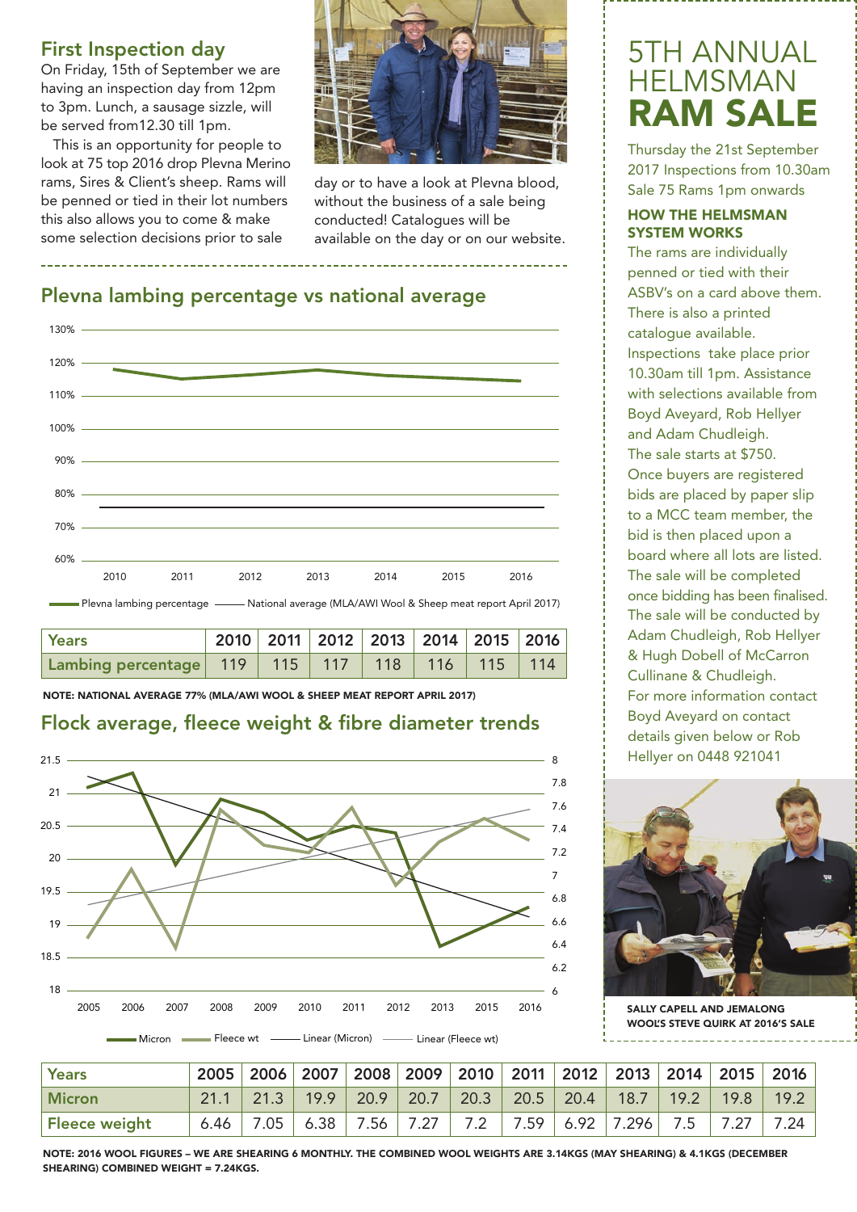## First Inspection day

On Friday, 15th of September we are having an inspection day from 12pm to 3pm. Lunch, a sausage sizzle, will be served from12.30 till 1pm.

This is an opportunity for people to look at 75 top 2016 drop Plevna Merino rams, Sires & Client's sheep. Rams will be penned or tied in their lot numbers this also allows you to come & make some selection decisions prior to sale day or to have a look at Plevna blood, without the business of a sale being conducted! Catalogues will be available on the day or on our website.

## Plevna lambing percentage vs national average

Plevna lambing percentage —— National average (MLA/AWI Wool & Sheep meat report April 2017)

| Years | 2010 | 2011 | 2012 | 2013 | 2014 | 2015 | 2016 |
|---|---|---|---|---|---|---|---|
| Lambing percentage | 119 | 115 | 117 | 118 | 116 | 115 | 114 |

**NOTE: NATIONAL AVERAGE 77% (MLA/AWI WOOL & SHEEP MEAT REPORT APRIL 2017)**

## Flock average, fleece weight & fibre diameter trends

Micron — Fleece wt — Linear (Micron) — Linear (Fleece wt)

| Years | 2005 | 2006 | 2007 | 2008 | 2009 | 2010 | 2011 | 2012 | 2013 | 2014 | 2015 | 2016 |
|---|---|---|---|---|---|---|---|---|---|---|---|---|
| Micron | 21.1 | 21.3 | 19.9 | 20.9 | 20.7 | 20.3 | 20.5 | 20.4 | 18.7 | 19.2 | 19.8 | 19.2 |
| Fleece weight | 6.46 | 7.05 | 6.38 | 7.56 | 7.27 | 7.2 | 7.59 | 6.92 | 7.296 | 7.5 | 7.27 | 7.24 |

**NOTE: 2016 WOOL FIGURES – WE ARE SHEARING 6 MONTHLY. THE COMBINED WOOL WEIGHTS ARE 3.14KGS (MAY SHEARING) & 4.1KGS (DECEMBER SHEARING) COMBINED WEIGHT = 7.24KGS.**

# 5TH ANNUAL HELMSMAN RAM SALE

Thursday the 21st September 2017 Inspections from 10.30am Sale 75 Rams 1pm onwards

### HOW THE HELMSMAN SYSTEM WORKS

The rams are individually penned or tied with their ASBV's on a card above them. There is also a printed catalogue available. Inspections take place prior 10.30am till 1pm. Assistance with selections available from Boyd Aveyard, Rob Hellyer and Adam Chudleigh.

The sale starts at $750.

Once buyers are registered bids are placed by paper slip to a MCC team member, the bid is then placed upon a board where all lots are listed.

The sale will be completed once bidding has been finalised.

The sale will be conducted by Adam Chudleigh, Rob Hellyer & Hugh Dobell of McCarron Cullinane & Chudleigh.

For more information contact Boyd Aveyard on contact details given below or Rob Hellyer on 0448 921041

SALLY CAPELL AND JEMALONG WOOL'S STEVE QUIRK AT 2016'S SALE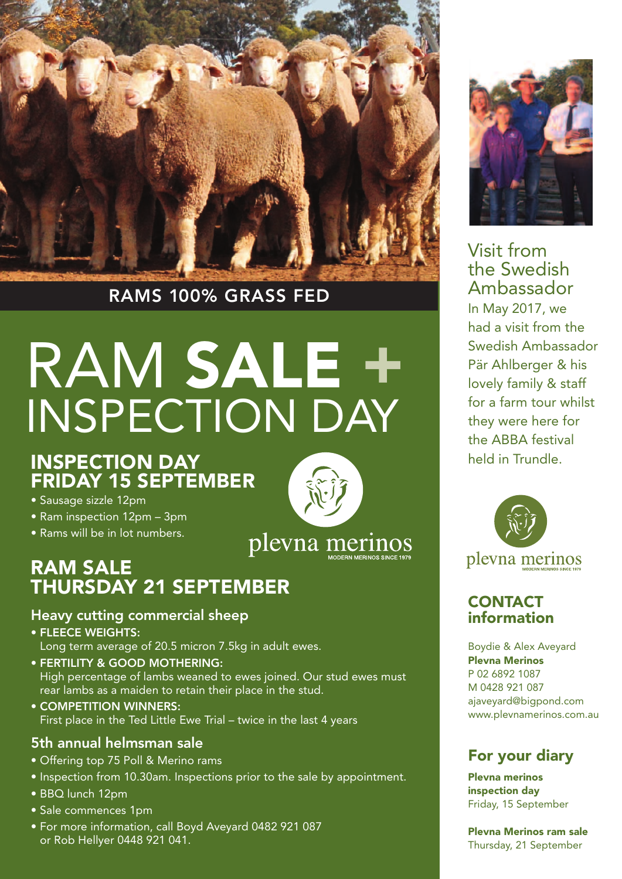RAMS 100% GRASS FED

# RAM SALE + INSPECTION DAY

## INSPECTION DAY FRIDAY 15 SEPTEMBER

- Sausage sizzle 12pm
- Ram inspection 12pm – 3pm
- Rams will be in lot numbers.

plevna merinos
MODERN MERINOS SINCE 1979

## RAM SALE THURSDAY 21 SEPTEMBER

### Heavy cutting commercial sheep

- **FLEECE WEIGHTS:** Long term average of 20.5 micron 7.5kg in adult ewes.
- **FERTILITY & GOOD MOTHERING:** High percentage of lambs weaned to ewes joined. Our stud ewes must rear lambs as a maiden to retain their place in the stud.
- **COMPETITION WINNERS:** First place in the Ted Little Ewe Trial – twice in the last 4 years

### 5th annual helmsman sale

- Offering top 75 Poll & Merino rams
- Inspection from 10.30am. Inspections prior to the sale by appointment.
- BBQ lunch 12pm
- Sale commences 1pm
- For more information, call Boyd Aveyard 0482 921 087 or Rob Hellyer 0448 921 041.

## Visit from the Swedish Ambassador

In May 2017, we had a visit from the Swedish Ambassador Pär Ahlberger & his lovely family & staff for a farm tour whilst they were here for the ABBA festival held in Trundle.

plevna merinos
MODERN MERINOS SINCE 1979

## CONTACT information

Boydie & Alex Aveyard
**Plevna Merinos**
P 02 6892 1087
M 0428 921 087
ajaveyard@bigpond.com
www.plevnamerinos.com.au

## For your diary

**Plevna merinos inspection day**
Friday, 15 September

**Plevna Merinos ram sale**
Thursday, 21 September